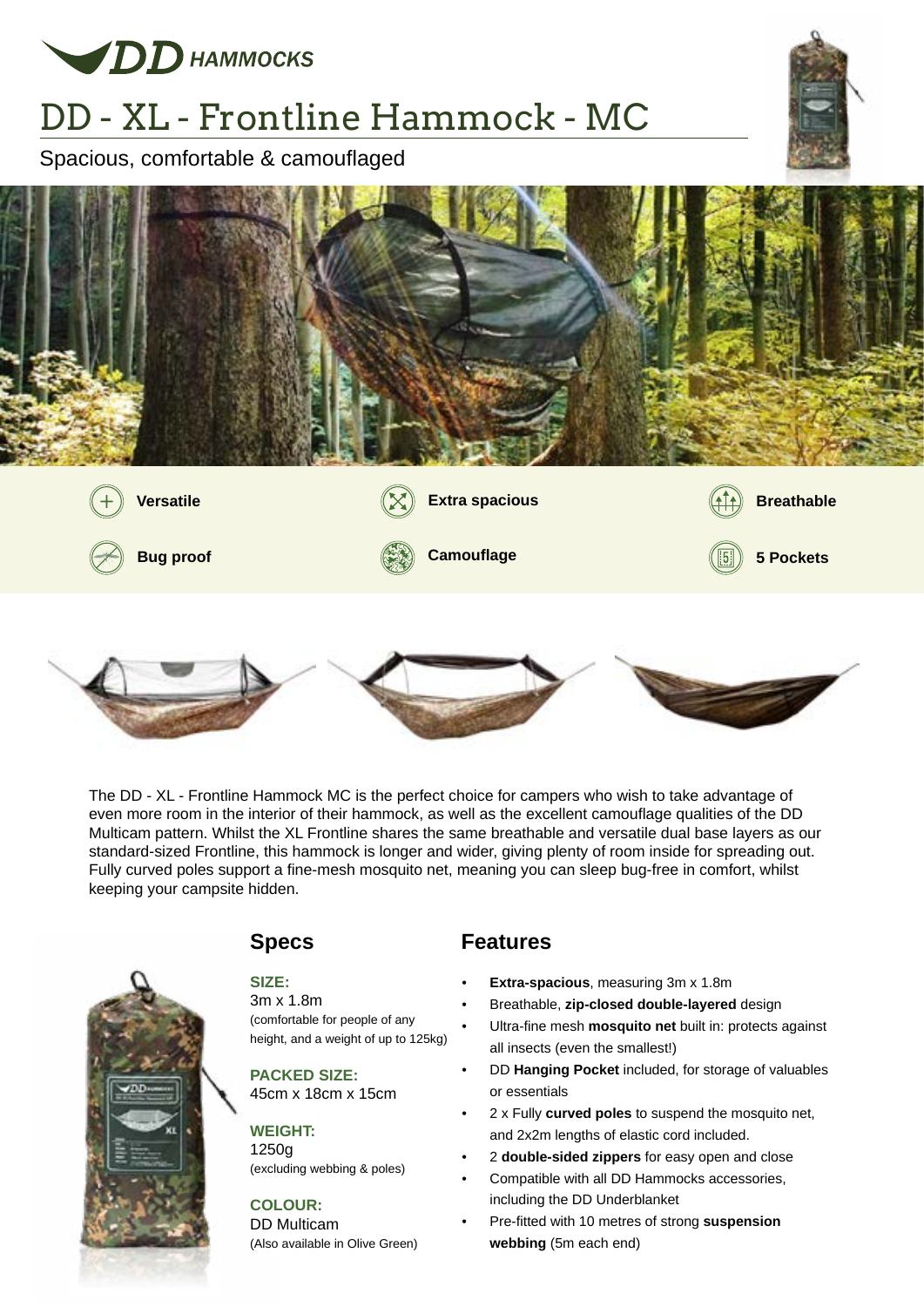DD HAMMOCKS

# DD - XL - Frontline Hammock - MC

Spacious, comfortable & camouflaged

- Versatile
- Extra spacious
- Breathable
- Bug proof
- Camouflage
- 5 Pockets

The DD - XL - Frontline Hammock MC is the perfect choice for campers who wish to take advantage of even more room in the interior of their hammock, as well as the excellent camouflage qualities of the DD Multicam pattern. Whilst the XL Frontline shares the same breathable and versatile dual base layers as our standard-sized Frontline, this hammock is longer and wider, giving plenty of room inside for spreading out. Fully curved poles support a fine-mesh mosquito net, meaning you can sleep bug-free in comfort, whilst keeping your campsite hidden.

## Specs

**SIZE:**
3m x 1.8m
(comfortable for people of any height, and a weight of up to 125kg)

**PACKED SIZE:**
45cm x 18cm x 15cm

**WEIGHT:**
1250g
(excluding webbing & poles)

**COLOUR:**
DD Multicam
(Also available in Olive Green)

## Features

- **Extra-spacious**, measuring 3m x 1.8m
- Breathable, **zip-closed double-layered** design
- Ultra-fine mesh **mosquito net** built in: protects against all insects (even the smallest!)
- DD **Hanging Pocket** included, for storage of valuables or essentials
- 2 x Fully **curved poles** to suspend the mosquito net, and 2x2m lengths of elastic cord included.
- 2 **double-sided zippers** for easy open and close
- Compatible with all DD Hammocks accessories, including the DD Underblanket
- Pre-fitted with 10 metres of strong **suspension webbing** (5m each end)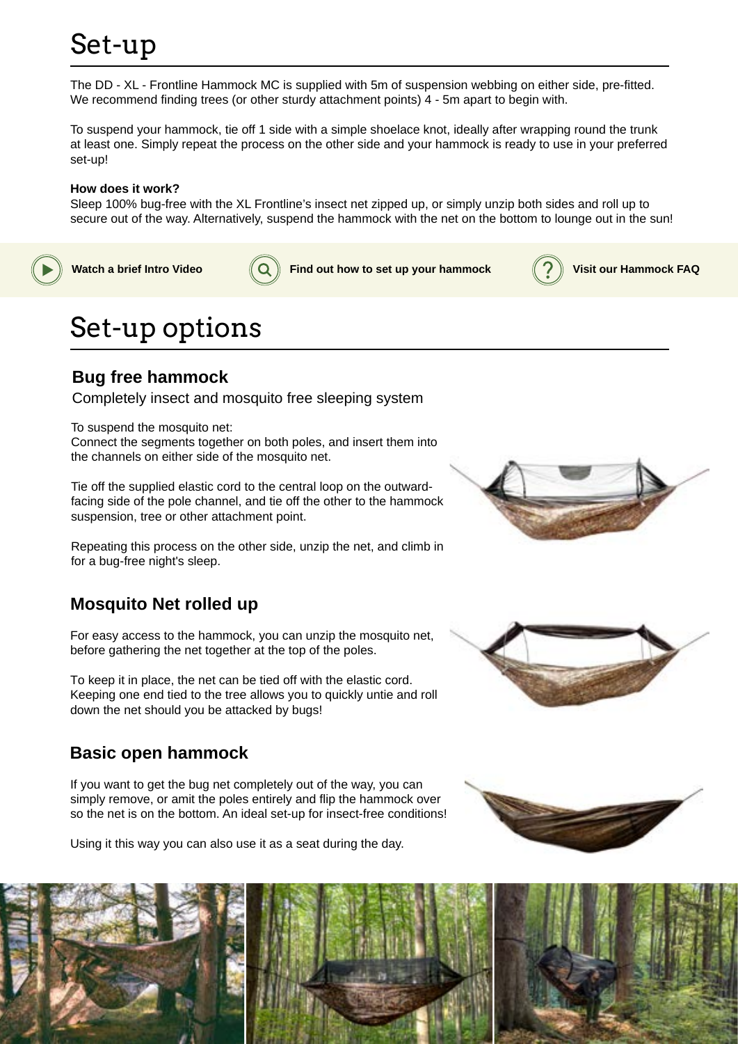# Set-up

The DD - XL - Frontline Hammock MC is supplied with 5m of suspension webbing on either side, pre-fitted. We recommend finding trees (or other sturdy attachment points) 4 - 5m apart to begin with.

To suspend your hammock, tie off 1 side with a simple shoelace knot, ideally after wrapping round the trunk at least one. Simply repeat the process on the other side and your hammock is ready to use in your preferred set-up!

**How does it work?**

Sleep 100% bug-free with the XL Frontline's insect net zipped up, or simply unzip both sides and roll up to secure out of the way. Alternatively, suspend the hammock with the net on the bottom to lounge out in the sun!

**Watch a brief Intro Video** **Find out how to set up your hammock** **Visit our Hammock FAQ**

# Set-up options

## Bug free hammock

Completely insect and mosquito free sleeping system

To suspend the mosquito net:
Connect the segments together on both poles, and insert them into the channels on either side of the mosquito net.

Tie off the supplied elastic cord to the central loop on the outward-facing side of the pole channel, and tie off the other to the hammock suspension, tree or other attachment point.

Repeating this process on the other side, unzip the net, and climb in for a bug-free night's sleep.

## Mosquito Net rolled up

For easy access to the hammock, you can unzip the mosquito net, before gathering the net together at the top of the poles.

To keep it in place, the net can be tied off with the elastic cord. Keeping one end tied to the tree allows you to quickly untie and roll down the net should you be attacked by bugs!

## Basic open hammock

If you want to get the bug net completely out of the way, you can simply remove, or amit the poles entirely and flip the hammock over so the net is on the bottom. An ideal set-up for insect-free conditions!

Using it this way you can also use it as a seat during the day.